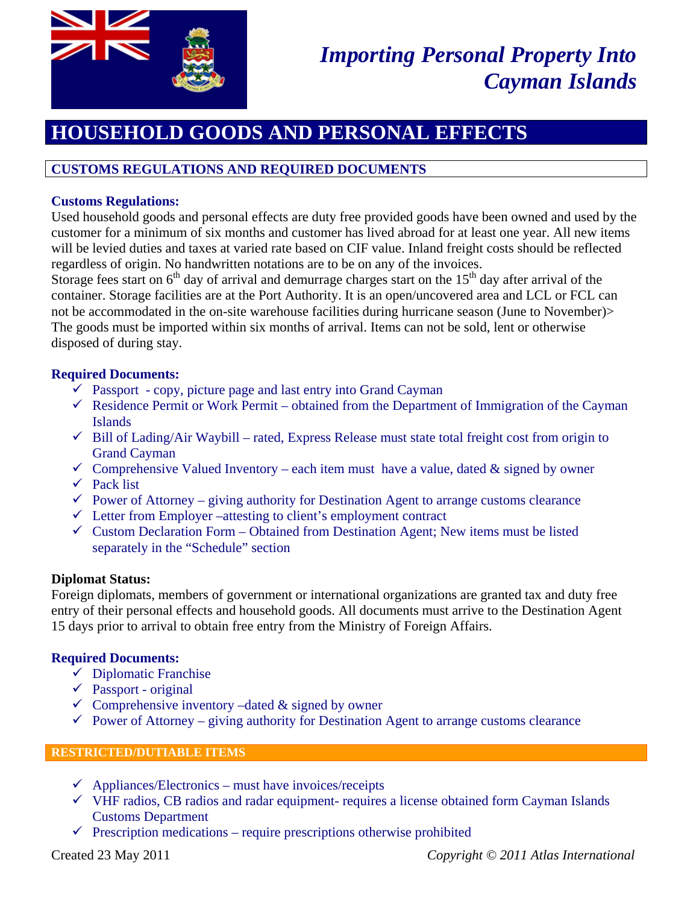# Importing Personal Property Into Cayman Islands

## HOUSEHOLD GOODS AND PERSONAL EFFECTS

### CUSTOMS REGULATIONS AND REQUIRED DOCUMENTS

**Customs Regulations:**

Used household goods and personal effects are duty free provided goods have been owned and used by the customer for a minimum of six months and customer has lived abroad for at least one year. All new items will be levied duties and taxes at varied rate based on CIF value. Inland freight costs should be reflected regardless of origin. No handwritten notations are to be on any of the invoices.

Storage fees start on 6th day of arrival and demurrage charges start on the 15th day after arrival of the container. Storage facilities are at the Port Authority. It is an open/uncovered area and LCL or FCL can not be accommodated in the on-site warehouse facilities during hurricane season (June to November)> The goods must be imported within six months of arrival. Items can not be sold, lent or otherwise disposed of during stay.

**Required Documents:**

- ✓ Passport - copy, picture page and last entry into Grand Cayman
- ✓ Residence Permit or Work Permit – obtained from the Department of Immigration of the Cayman Islands
- ✓ Bill of Lading/Air Waybill – rated, Express Release must state total freight cost from origin to Grand Cayman
- ✓ Comprehensive Valued Inventory – each item must have a value, dated & signed by owner
- ✓ Pack list
- ✓ Power of Attorney – giving authority for Destination Agent to arrange customs clearance
- ✓ Letter from Employer –attesting to client's employment contract
- ✓ Custom Declaration Form – Obtained from Destination Agent; New items must be listed separately in the "Schedule" section

**Diplomat Status:**

Foreign diplomats, members of government or international organizations are granted tax and duty free entry of their personal effects and household goods. All documents must arrive to the Destination Agent 15 days prior to arrival to obtain free entry from the Ministry of Foreign Affairs.

**Required Documents:**

- ✓ Diplomatic Franchise
- ✓ Passport - original
- ✓ Comprehensive inventory –dated & signed by owner
- ✓ Power of Attorney – giving authority for Destination Agent to arrange customs clearance

### RESTRICTED/DUTIABLE ITEMS

- ✓ Appliances/Electronics – must have invoices/receipts
- ✓ VHF radios, CB radios and radar equipment- requires a license obtained form Cayman Islands Customs Department
- ✓ Prescription medications – require prescriptions otherwise prohibited

Created 23 May 2011 *Copyright © 2011 Atlas International*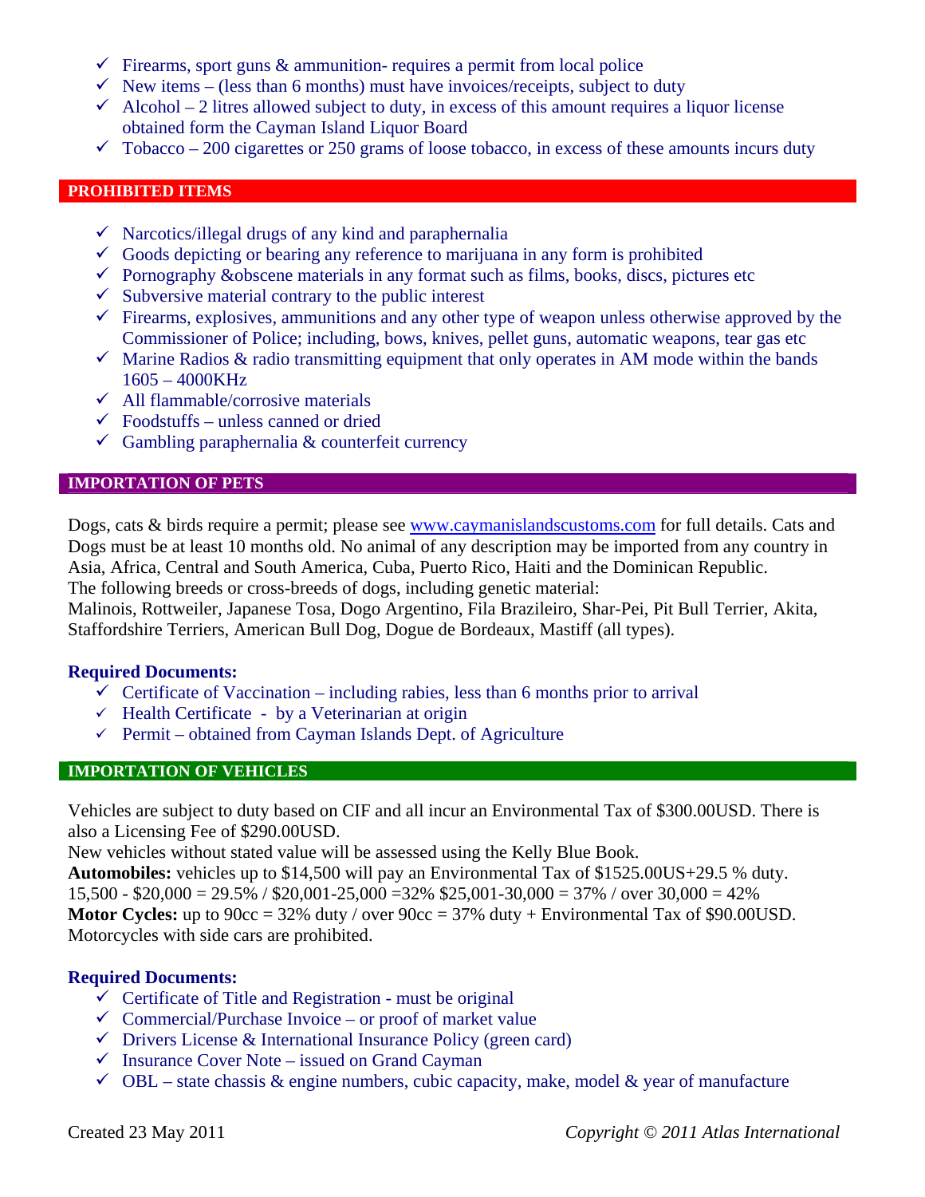- Firearms, sport guns & ammunition- requires a permit from local police
- New items – (less than 6 months) must have invoices/receipts, subject to duty
- Alcohol – 2 litres allowed subject to duty, in excess of this amount requires a liquor license obtained form the Cayman Island Liquor Board
- Tobacco – 200 cigarettes or 250 grams of loose tobacco, in excess of these amounts incurs duty

## PROHIBITED ITEMS

- Narcotics/illegal drugs of any kind and paraphernalia
- Goods depicting or bearing any reference to marijuana in any form is prohibited
- Pornography &obscene materials in any format such as films, books, discs, pictures etc
- Subversive material contrary to the public interest
- Firearms, explosives, ammunitions and any other type of weapon unless otherwise approved by the Commissioner of Police; including, bows, knives, pellet guns, automatic weapons, tear gas etc
- Marine Radios & radio transmitting equipment that only operates in AM mode within the bands 1605 – 4000KHz
- All flammable/corrosive materials
- Foodstuffs – unless canned or dried
- Gambling paraphernalia & counterfeit currency

## IMPORTATION OF PETS

Dogs, cats & birds require a permit; please see [www.caymanislandscustoms.com](http://www.caymanislandscustoms.com) for full details. Cats and Dogs must be at least 10 months old. No animal of any description may be imported from any country in Asia, Africa, Central and South America, Cuba, Puerto Rico, Haiti and the Dominican Republic.
The following breeds or cross-breeds of dogs, including genetic material:
Malinois, Rottweiler, Japanese Tosa, Dogo Argentino, Fila Brazileiro, Shar-Pei, Pit Bull Terrier, Akita, Staffordshire Terriers, American Bull Dog, Dogue de Bordeaux, Mastiff (all types).

**Required Documents:**

- Certificate of Vaccination – including rabies, less than 6 months prior to arrival
- Health Certificate - by a Veterinarian at origin
- Permit – obtained from Cayman Islands Dept. of Agriculture

## IMPORTATION OF VEHICLES

Vehicles are subject to duty based on CIF and all incur an Environmental Tax of $300.00USD. There is also a Licensing Fee of $290.00USD.
New vehicles without stated value will be assessed using the Kelly Blue Book.
**Automobiles:** vehicles up to $14,500 will pay an Environmental Tax of $1525.00US+29.5 % duty.
15,500 - $20,000 = 29.5% / $20,001-25,000 =32% $25,001-30,000 = 37% / over 30,000 = 42%
**Motor Cycles:** up to 90cc = 32% duty / over 90cc = 37% duty + Environmental Tax of $90.00USD.
Motorcycles with side cars are prohibited.

**Required Documents:**

- Certificate of Title and Registration - must be original
- Commercial/Purchase Invoice – or proof of market value
- Drivers License & International Insurance Policy (green card)
- Insurance Cover Note – issued on Grand Cayman
- OBL – state chassis & engine numbers, cubic capacity, make, model & year of manufacture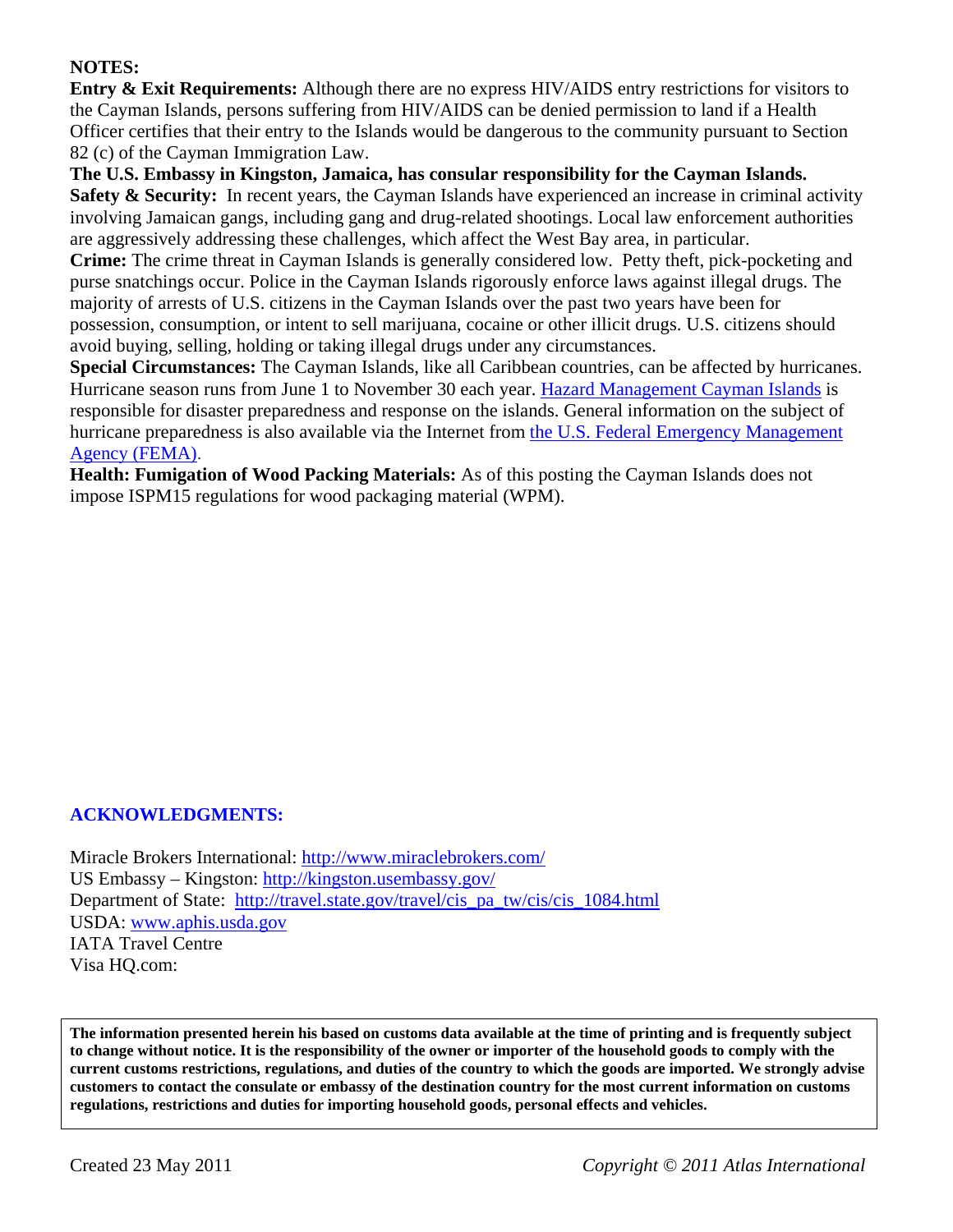**NOTES:**

**Entry & Exit Requirements:** Although there are no express HIV/AIDS entry restrictions for visitors to the Cayman Islands, persons suffering from HIV/AIDS can be denied permission to land if a Health Officer certifies that their entry to the Islands would be dangerous to the community pursuant to Section 82 (c) of the Cayman Immigration Law.

**The U.S. Embassy in Kingston, Jamaica, has consular responsibility for the Cayman Islands.**

**Safety & Security:** In recent years, the Cayman Islands have experienced an increase in criminal activity involving Jamaican gangs, including gang and drug-related shootings. Local law enforcement authorities are aggressively addressing these challenges, which affect the West Bay area, in particular.

**Crime:** The crime threat in Cayman Islands is generally considered low. Petty theft, pick-pocketing and purse snatchings occur. Police in the Cayman Islands rigorously enforce laws against illegal drugs. The majority of arrests of U.S. citizens in the Cayman Islands over the past two years have been for possession, consumption, or intent to sell marijuana, cocaine or other illicit drugs. U.S. citizens should avoid buying, selling, holding or taking illegal drugs under any circumstances.

**Special Circumstances:** The Cayman Islands, like all Caribbean countries, can be affected by hurricanes. Hurricane season runs from June 1 to November 30 each year. Hazard Management Cayman Islands is responsible for disaster preparedness and response on the islands. General information on the subject of hurricane preparedness is also available via the Internet from the U.S. Federal Emergency Management Agency (FEMA).

**Health: Fumigation of Wood Packing Materials:** As of this posting the Cayman Islands does not impose ISPM15 regulations for wood packaging material (WPM).

**ACKNOWLEDGMENTS:**

Miracle Brokers International: http://www.miraclebrokers.com/
US Embassy – Kingston: http://kingston.usembassy.gov/
Department of State: http://travel.state.gov/travel/cis_pa_tw/cis/cis_1084.html
USDA: www.aphis.usda.gov
IATA Travel Centre
Visa HQ.com:

**The information presented herein his based on customs data available at the time of printing and is frequently subject to change without notice. It is the responsibility of the owner or importer of the household goods to comply with the current customs restrictions, regulations, and duties of the country to which the goods are imported. We strongly advise customers to contact the consulate or embassy of the destination country for the most current information on customs regulations, restrictions and duties for importing household goods, personal effects and vehicles.**

Created 23 May 2011 *Copyright © 2011 Atlas International*